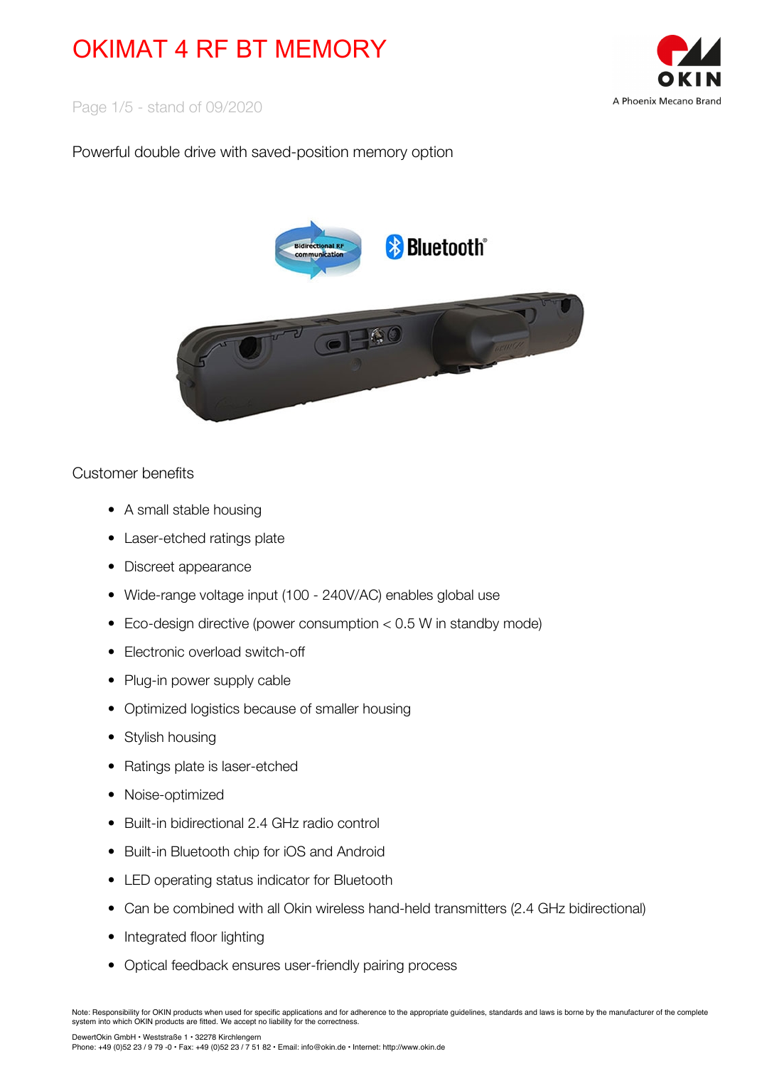# OKIMAT 4 RF BT MEMORY

Page 1/5 - stand of 09/2020

Powerful double drive with saved-position memory option

## Customer benefits

- A small stable housing
- Laser-etched ratings plate
- Discreet appearance
- Wide-range voltage input (100 - 240V/AC) enables global use
- Eco-design directive (power consumption < 0.5 W in standby mode)
- Electronic overload switch-off
- Plug-in power supply cable
- Optimized logistics because of smaller housing
- Stylish housing
- Ratings plate is laser-etched
- Noise-optimized
- Built-in bidirectional 2.4 GHz radio control
- Built-in Bluetooth chip for iOS and Android
- LED operating status indicator for Bluetooth
- Can be combined with all Okin wireless hand-held transmitters (2.4 GHz bidirectional)
- Integrated floor lighting
- Optical feedback ensures user-friendly pairing process

Note: Responsibility for OKIN products when used for specific applications and for adherence to the appropriate guidelines, standards and laws is borne by the manufacturer of the complete system into which OKIN products are fitted. We accept no liability for the correctness.

DewertOkin GmbH • Weststraße 1 • 32278 Kirchlengern
Phone: +49 (0)52 23 / 9 79 -0 • Fax: +49 (0)52 23 / 7 51 82 • Email: info@okin.de • Internet: http://www.okin.de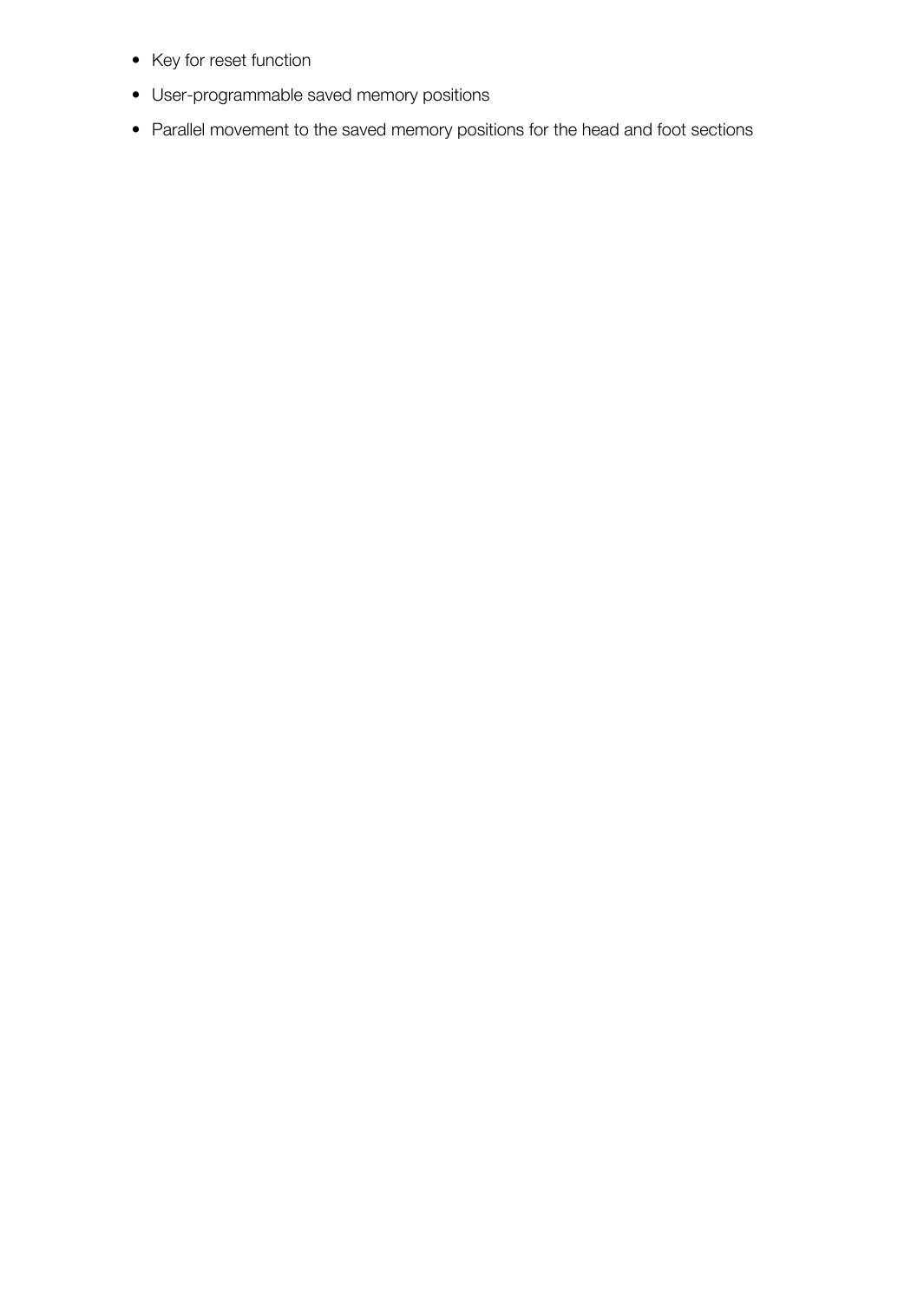- Key for reset function
- User-programmable saved memory positions
- Parallel movement to the saved memory positions for the head and foot sections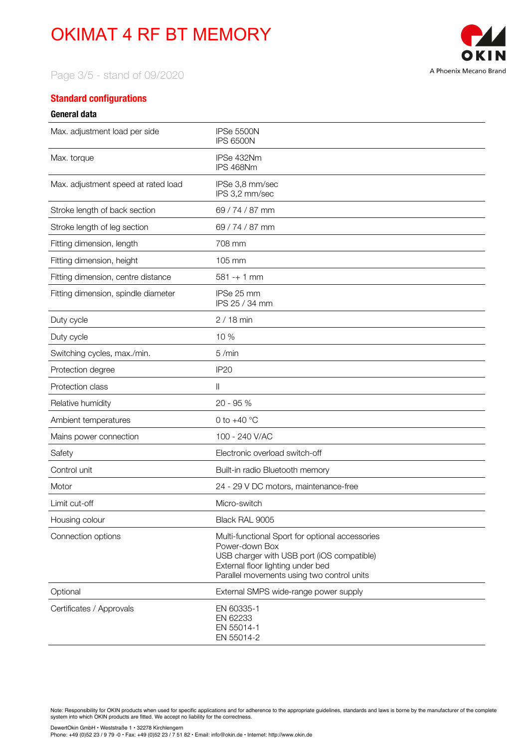# OKIMAT 4 RF BT MEMORY

Page 3/5 - stand of 09/2020

## Standard configurations

### General data

| | |
|---|---|
| Max. adjustment load per side | IPSe 5500N<br>IPS 6500N |
| Max. torque | IPSe 432Nm<br>IPS 468Nm |
| Max. adjustment speed at rated load | IPSe 3,8 mm/sec<br>IPS 3,2 mm/sec |
| Stroke length of back section | 69 / 74 / 87 mm |
| Stroke length of leg section | 69 / 74 / 87 mm |
| Fitting dimension, length | 708 mm |
| Fitting dimension, height | 105 mm |
| Fitting dimension, centre distance | 581 -+ 1 mm |
| Fitting dimension, spindle diameter | IPSe 25 mm<br>IPS 25 / 34 mm |
| Duty cycle | 2 / 18 min |
| Duty cycle | 10 % |
| Switching cycles, max./min. | 5 /min |
| Protection degree | IP20 |
| Protection class | II |
| Relative humidity | 20 - 95 % |
| Ambient temperatures | 0 to +40 °C |
| Mains power connection | 100 - 240 V/AC |
| Safety | Electronic overload switch-off |
| Control unit | Built-in radio Bluetooth memory |
| Motor | 24 - 29 V DC motors, maintenance-free |
| Limit cut-off | Micro-switch |
| Housing colour | Black RAL 9005 |
| Connection options | Multi-functional Sport for optional accessories<br>Power-down Box<br>USB charger with USB port (iOS compatible)<br>External floor lighting under bed<br>Parallel movements using two control units |
| Optional | External SMPS wide-range power supply |
| Certificates / Approvals | EN 60335-1<br>EN 62233<br>EN 55014-1<br>EN 55014-2 |

Note: Responsibility for OKIN products when used for specific applications and for adherence to the appropriate guidelines, standards and laws is borne by the manufacturer of the complete system into which OKIN products are fitted. We accept no liability for the correctness.

DewertOkin GmbH • Weststraße 1 • 32278 Kirchlengern
Phone: +49 (0)52 23 / 9 79 -0 • Fax: +49 (0)52 23 / 7 51 82 • Email: info@okin.de • Internet: http://www.okin.de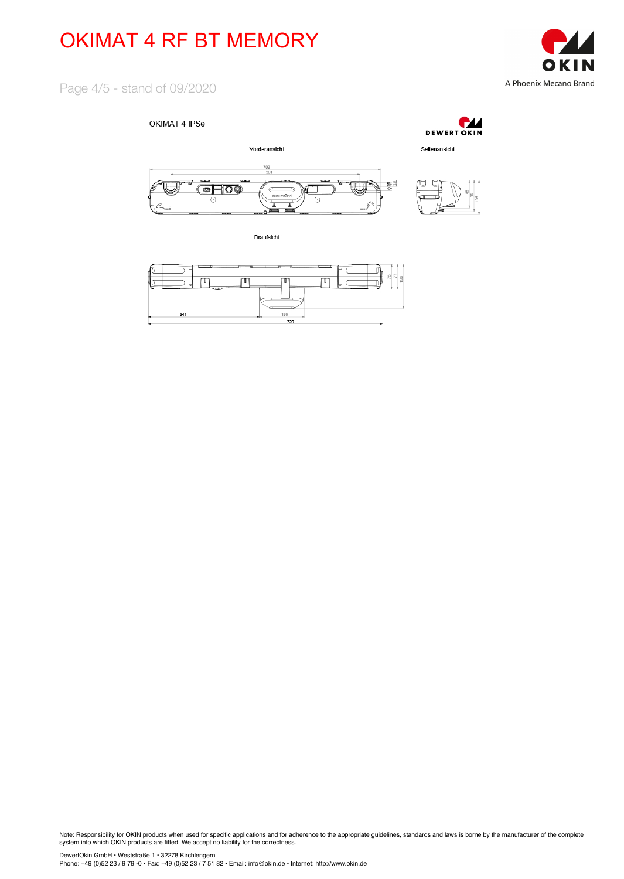# OKIMAT 4 RF BT MEMORY

Page 4/5 - stand of 09/2020

OKIMAT 4 IPSe

Vorderansicht

Seitenansicht

Draufsicht

Note: Responsibility for OKIN products when used for specific applications and for adherence to the appropriate guidelines, standards and laws is borne by the manufacturer of the complete system into which OKIN products are fitted. We accept no liability for the correctness.

DewertOkin GmbH • Weststraße 1 • 32278 Kirchlengern
Phone: +49 (0)52 23 / 9 79 -0 • Fax: +49 (0)52 23 / 7 51 82 • Email: info@okin.de • Internet: http://www.okin.de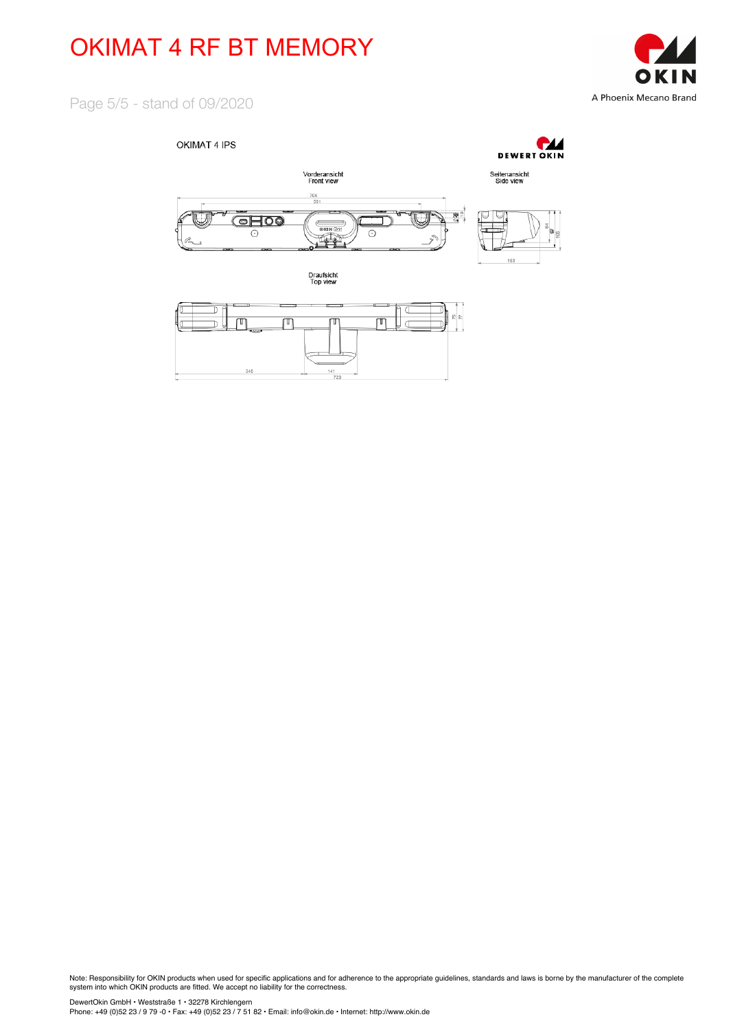# OKIMAT 4 RF BT MEMORY

Page 5/5 - stand of 09/2020

OKIMAT 4 IPS

Vorderansicht
Front view

708
551

Seitenansicht
Side view

153

Draufsicht
Top view

340
141
720

Note: Responsibility for OKIN products when used for specific applications and for adherence to the appropriate guidelines, standards and laws is borne by the manufacturer of the complete system into which OKIN products are fitted. We accept no liability for the correctness.

DewertOkin GmbH • Weststraße 1 • 32278 Kirchlengern
Phone: +49 (0)52 23 / 9 79 -0 • Fax: +49 (0)52 23 / 7 51 82 • Email: info@okin.de • Internet: http://www.okin.de